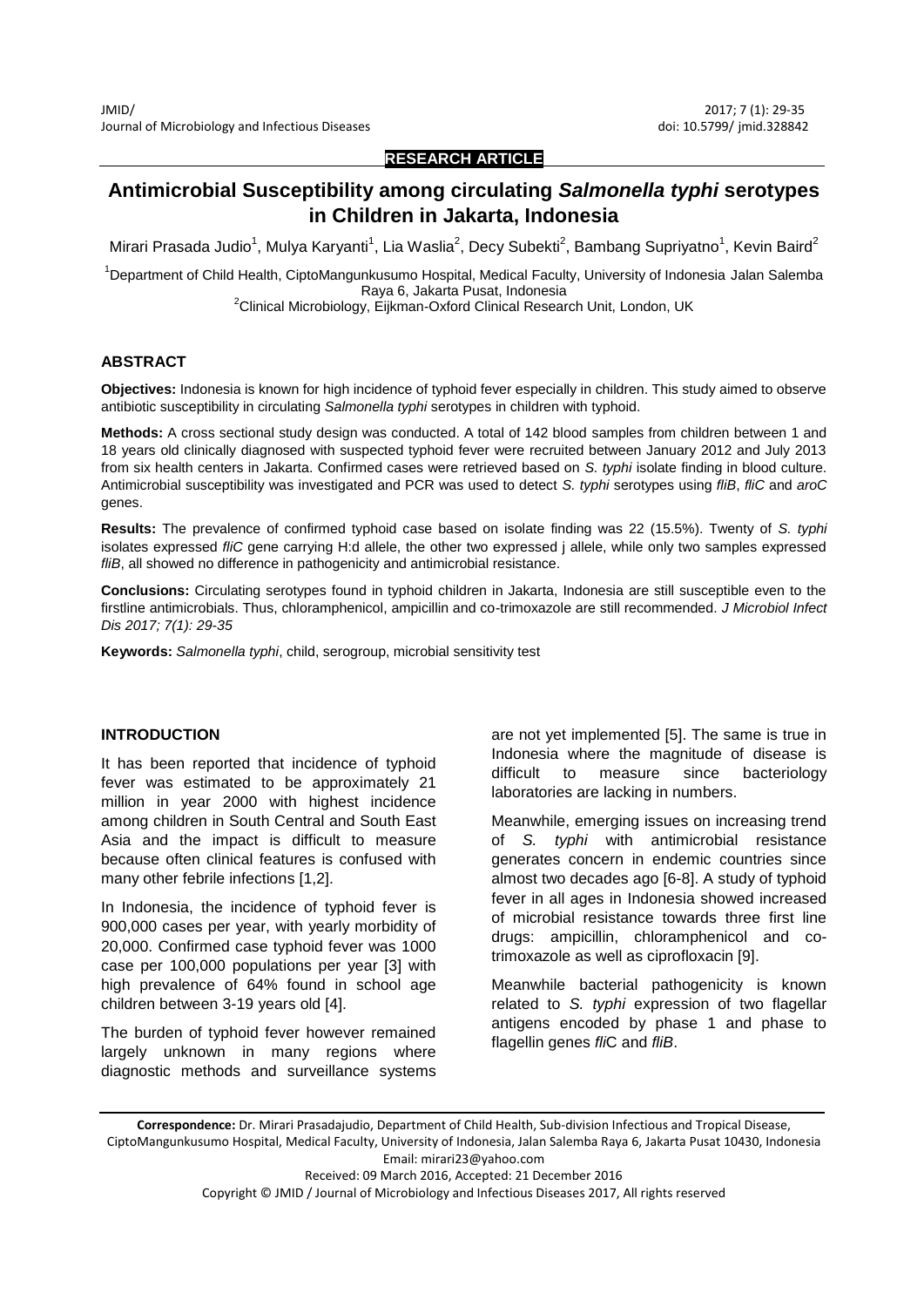**RESEARCH ARTICLE**

# Antimicrobial Susceptibility among circulating *Salmonella typhi* serotypes in Children in Jakarta, Indonesia

Mirari Prasada Judio[1], Mulya Karyanti[1], Lia Waslia[2], Decy Subekti[2], Bambang Supriyatno[1], Kevin Baird[2]

[1]Department of Child Health, CiptoMangunkusumo Hospital, Medical Faculty, University of Indonesia Jalan Salemba Raya 6, Jakarta Pusat, Indonesia

[2]Clinical Microbiology, Eijkman-Oxford Clinical Research Unit, London, UK

## ABSTRACT

**Objectives:** Indonesia is known for high incidence of typhoid fever especially in children. This study aimed to observe antibiotic susceptibility in circulating *Salmonella typhi* serotypes in children with typhoid.

**Methods:** A cross sectional study design was conducted. A total of 142 blood samples from children between 1 and 18 years old clinically diagnosed with suspected typhoid fever were recruited between January 2012 and July 2013 from six health centers in Jakarta. Confirmed cases were retrieved based on *S. typhi* isolate finding in blood culture. Antimicrobial susceptibility was investigated and PCR was used to detect *S. typhi* serotypes using *fliB*, *fliC* and *aroC* genes.

**Results:** The prevalence of confirmed typhoid case based on isolate finding was 22 (15.5%). Twenty of *S. typhi* isolates expressed *fliC* gene carrying H:d allele, the other two expressed j allele, while only two samples expressed *fliB*, all showed no difference in pathogenicity and antimicrobial resistance.

**Conclusions:** Circulating serotypes found in typhoid children in Jakarta, Indonesia are still susceptible even to the firstline antimicrobials. Thus, chloramphenicol, ampicillin and co-trimoxazole are still recommended. *J Microbiol Infect Dis 2017; 7(1): 29-35*

**Keywords:** *Salmonella typhi*, child, serogroup, microbial sensitivity test

## INTRODUCTION

It has been reported that incidence of typhoid fever was estimated to be approximately 21 million in year 2000 with highest incidence among children in South Central and South East Asia and the impact is difficult to measure because often clinical features is confused with many other febrile infections [1,2].

In Indonesia, the incidence of typhoid fever is 900,000 cases per year, with yearly morbidity of 20,000. Confirmed case typhoid fever was 1000 case per 100,000 populations per year [3] with high prevalence of 64% found in school age children between 3-19 years old [4].

The burden of typhoid fever however remained largely unknown in many regions where diagnostic methods and surveillance systems are not yet implemented [5]. The same is true in Indonesia where the magnitude of disease is difficult to measure since bacteriology laboratories are lacking in numbers.

Meanwhile, emerging issues on increasing trend of *S. typhi* with antimicrobial resistance generates concern in endemic countries since almost two decades ago [6-8]. A study of typhoid fever in all ages in Indonesia showed increased of microbial resistance towards three first line drugs: ampicillin, chloramphenicol and co-trimoxazole as well as ciprofloxacin [9].

Meanwhile bacterial pathogenicity is known related to *S. typhi* expression of two flagellar antigens encoded by phase 1 and phase to flagellin genes *fliC* and *fliB*.

**Correspondence:** Dr. Mirari Prasadajudio, Department of Child Health, Sub-division Infectious and Tropical Disease, CiptoMangunkusumo Hospital, Medical Faculty, University of Indonesia, Jalan Salemba Raya 6, Jakarta Pusat 10430, Indonesia Email: mirari23@yahoo.com

Received: 09 March 2016, Accepted: 21 December 2016

Copyright © JMID / Journal of Microbiology and Infectious Diseases 2017, All rights reserved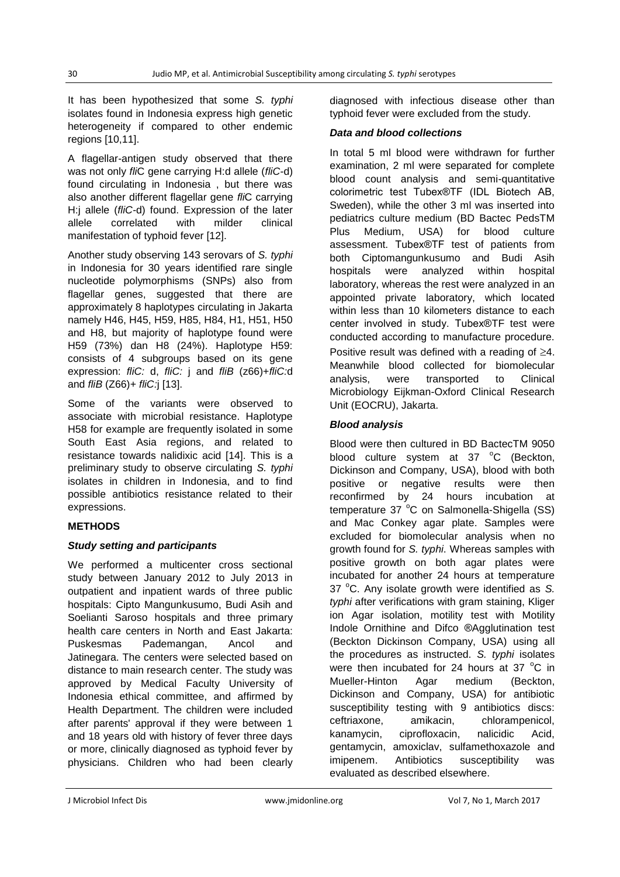It has been hypothesized that some *S. typhi* isolates found in Indonesia express high genetic heterogeneity if compared to other endemic regions [10,11].

A flagellar-antigen study observed that there was not only *fli*C gene carrying H:d allele (*fliC*-d) found circulating in Indonesia , but there was also another different flagellar gene *fli*C carrying H:j allele (*fliC*-d) found. Expression of the later allele correlated with milder clinical manifestation of typhoid fever [12].

Another study observing 143 serovars of *S. typhi* in Indonesia for 30 years identified rare single nucleotide polymorphisms (SNPs) also from flagellar genes, suggested that there are approximately 8 haplotypes circulating in Jakarta namely H46, H45, H59, H85, H84, H1, H51, H50 and H8, but majority of haplotype found were H59 (73%) dan H8 (24%). Haplotype H59: consists of 4 subgroups based on its gene expression: *fliC:* d, *fliC:* j and *fliB* (z66)+*fliC:*d and *fliB* (Z66)+ *fliC:*j [13].

Some of the variants were observed to associate with microbial resistance. Haplotype H58 for example are frequently isolated in some South East Asia regions, and related to resistance towards nalidixic acid [14]. This is a preliminary study to observe circulating *S. typhi* isolates in children in Indonesia, and to find possible antibiotics resistance related to their expressions.

## METHODS

### *Study setting and participants*

We performed a multicenter cross sectional study between January 2012 to July 2013 in outpatient and inpatient wards of three public hospitals: Cipto Mangunkusumo, Budi Asih and Soelianti Saroso hospitals and three primary health care centers in North and East Jakarta: Puskesmas Pademangan, Ancol and Jatinegara. The centers were selected based on distance to main research center. The study was approved by Medical Faculty University of Indonesia ethical committee, and affirmed by Health Department. The children were included after parents' approval if they were between 1 and 18 years old with history of fever three days or more, clinically diagnosed as typhoid fever by physicians. Children who had been clearly diagnosed with infectious disease other than typhoid fever were excluded from the study.

### *Data and blood collections*

In total 5 ml blood were withdrawn for further examination, 2 ml were separated for complete blood count analysis and semi-quantitative colorimetric test Tubex®TF (IDL Biotech AB, Sweden), while the other 3 ml was inserted into pediatrics culture medium (BD Bactec PedsTM Plus Medium, USA) for blood culture assessment. Tubex®TF test of patients from both Ciptomangunkusumo and Budi Asih hospitals were analyzed within hospital laboratory, whereas the rest were analyzed in an appointed private laboratory, which located within less than 10 kilometers distance to each center involved in study. Tubex®TF test were conducted according to manufacture procedure. Positive result was defined with a reading of $\geq 4$. Meanwhile blood collected for biomolecular analysis, were transported to Clinical Microbiology Eijkman-Oxford Clinical Research Unit (EOCRU), Jakarta.

### *Blood analysis*

Blood were then cultured in BD BactecTM 9050 blood culture system at 37 $^{o}$C (Beckton, Dickinson and Company, USA), blood with both positive or negative results were then reconfirmed by 24 hours incubation at temperature 37 $^{o}$C on Salmonella-Shigella (SS) and Mac Conkey agar plate. Samples were excluded for biomolecular analysis when no growth found for *S. typhi*. Whereas samples with positive growth on both agar plates were incubated for another 24 hours at temperature 37 $^{o}$C. Any isolate growth were identified as *S. typhi* after verifications with gram staining, Kliger ion Agar isolation, motility test with Motility Indole Ornithine and Difco ®Agglutination test (Beckton Dickinson Company, USA) using all the procedures as instructed. *S. typhi* isolates were then incubated for 24 hours at 37 $^{o}$C in Mueller-Hinton Agar medium (Beckton, Dickinson and Company, USA) for antibiotic susceptibility testing with 9 antibiotics discs: ceftriaxone, amikacin, chlorampenicol, kanamycin, ciprofloxacin, nalicidic Acid, gentamycin, amoxiclav, sulfamethoxazole and imipenem. Antibiotics susceptibility was evaluated as described elsewhere.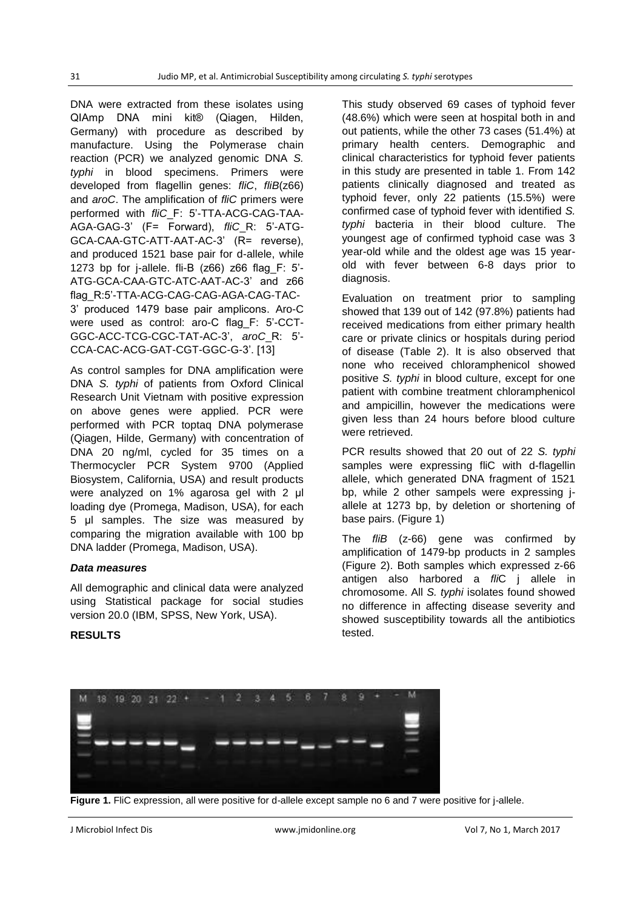DNA were extracted from these isolates using QIAmp DNA mini kit® (Qiagen, Hilden, Germany) with procedure as described by manufacture. Using the Polymerase chain reaction (PCR) we analyzed genomic DNA *S. typhi* in blood specimens. Primers were developed from flagellin genes: *fliC*, *fliB*(z66) and *aroC*. The amplification of *fliC* primers were performed with *fliC*_F: 5'-TTA-ACG-CAG-TAA-AGA-GAG-3' (F= Forward), *fliC*_R: 5'-ATG-GCA-CAA-GTC-ATT-AAT-AC-3' (R= reverse), and produced 1521 base pair for d-allele, while 1273 bp for j-allele. fli-B (z66) z66 flag_F: 5'-ATG-GCA-CAA-GTC-ATC-AAT-AC-3' and z66 flag_R:5'-TTA-ACG-CAG-CAG-AGA-CAG-TAC-3' produced 1479 base pair amplicons. Aro-C were used as control: aro-C flag_F: 5'-CCT-GGC-ACC-TCG-CGC-TAT-AC-3', *aroC*_R: 5'-CCA-CAC-ACG-GAT-CGT-GGC-G-3'. [13]

As control samples for DNA amplification were DNA *S. typhi* of patients from Oxford Clinical Research Unit Vietnam with positive expression on above genes were applied. PCR were performed with PCR toptaq DNA polymerase (Qiagen, Hilde, Germany) with concentration of DNA 20 ng/ml, cycled for 35 times on a Thermocycler PCR System 9700 (Applied Biosystem, California, USA) and result products were analyzed on 1% agarosa gel with 2 µl loading dye (Promega, Madison, USA), for each 5 µl samples. The size was measured by comparing the migration available with 100 bp DNA ladder (Promega, Madison, USA).

### *Data measures*

All demographic and clinical data were analyzed using Statistical package for social studies version 20.0 (IBM, SPSS, New York, USA).

## RESULTS

This study observed 69 cases of typhoid fever (48.6%) which were seen at hospital both in and out patients, while the other 73 cases (51.4%) at primary health centers. Demographic and clinical characteristics for typhoid fever patients in this study are presented in table 1. From 142 patients clinically diagnosed and treated as typhoid fever, only 22 patients (15.5%) were confirmed case of typhoid fever with identified *S. typhi* bacteria in their blood culture. The youngest age of confirmed typhoid case was 3 year-old while and the oldest age was 15 year-old with fever between 6-8 days prior to diagnosis.

Evaluation on treatment prior to sampling showed that 139 out of 142 (97.8%) patients had received medications from either primary health care or private clinics or hospitals during period of disease (Table 2). It is also observed that none who received chloramphenicol showed positive *S. typhi* in blood culture, except for one patient with combine treatment chloramphenicol and ampicillin, however the medications were given less than 24 hours before blood culture were retrieved.

PCR results showed that 20 out of 22 *S. typhi* samples were expressing fliC with d-flagellin allele, which generated DNA fragment of 1521 bp, while 2 other sampels were expressing j-allele at 1273 bp, by deletion or shortening of base pairs. (Figure 1)

The *fliB* (z-66) gene was confirmed by amplification of 1479-bp products in 2 samples (Figure 2). Both samples which expressed z-66 antigen also harbored a *fli*C j allele in chromosome. All *S. typhi* isolates found showed no difference in affecting disease severity and showed susceptibility towards all the antibiotics tested.

**Figure 1.** FliC expression, all were positive for d-allele except sample no 6 and 7 were positive for j-allele.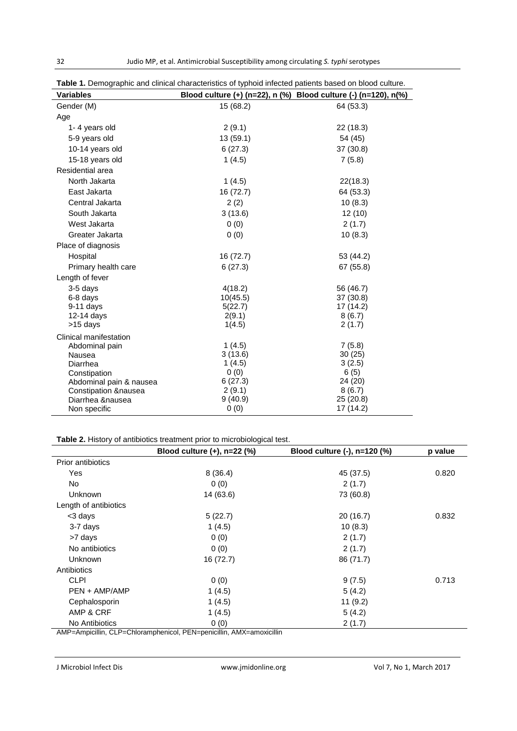**Table 1.** Demographic and clinical characteristics of typhoid infected patients based on blood culture.

| Variables | Blood culture (+) (n=22), n (%) | Blood culture (-) (n=120), n(%) |
|---|---|---|
| Gender (M) | 15 (68.2) | 64 (53.3) |
| Age | | |
| 1- 4 years old | 2 (9.1) | 22 (18.3) |
| 5-9 years old | 13 (59.1) | 54 (45) |
| 10-14 years old | 6 (27.3) | 37 (30.8) |
| 15-18 years old | 1 (4.5) | 7 (5.8) |
| Residential area | | |
| North Jakarta | 1 (4.5) | 22(18.3) |
| East Jakarta | 16 (72.7) | 64 (53.3) |
| Central Jakarta | 2 (2) | 10 (8.3) |
| South Jakarta | 3 (13.6) | 12 (10) |
| West Jakarta | 0 (0) | 2 (1.7) |
| Greater Jakarta | 0 (0) | 10 (8.3) |
| Place of diagnosis | | |
| Hospital | 16 (72.7) | 53 (44.2) |
| Primary health care | 6 (27.3) | 67 (55.8) |
| Length of fever | | |
| 3-5 days | 4(18.2) | 56 (46.7) |
| 6-8 days | 10(45.5) | 37 (30.8) |
| 9-11 days | 5(22.7) | 17 (14.2) |
| 12-14 days | 2(9.1) | 8 (6.7) |
| >15 days | 1(4.5) | 2 (1.7) |
| Clinical manifestation | | |
| Abdominal pain | 1 (4.5) | 7 (5.8) |
| Nausea | 3 (13.6) | 30 (25) |
| Diarrhea | 1 (4.5) | 3 (2.5) |
| Constipation | 0 (0) | 6 (5) |
| Abdominal pain & nausea | 6 (27.3) | 24 (20) |
| Constipation &nausea | 2 (9.1) | 8 (6.7) |
| Diarrhea &nausea | 9 (40.9) | 25 (20.8) |
| Non specific | 0 (0) | 17 (14.2) |

**Table 2.** History of antibiotics treatment prior to microbiological test.

| | Blood culture (+), n=22 (%) | Blood culture (-), n=120 (%) | p value |
|---|---|---|---|
| Prior antibiotics | | | |
| Yes | 8 (36.4) | 45 (37.5) | 0.820 |
| No | 0 (0) | 2 (1.7) | |
| Unknown | 14 (63.6) | 73 (60.8) | |
| Length of antibiotics | | | |
| <3 days | 5 (22.7) | 20 (16.7) | 0.832 |
| 3-7 days | 1 (4.5) | 10 (8.3) | |
| >7 days | 0 (0) | 2 (1.7) | |
| No antibiotics | 0 (0) | 2 (1.7) | |
| Unknown | 16 (72.7) | 86 (71.7) | |
| Antibiotics | | | |
| CLPl | 0 (0) | 9 (7.5) | 0.713 |
| PEN + AMP/AMP | 1 (4.5) | 5 (4.2) | |
| Cephalosporin | 1 (4.5) | 11 (9.2) | |
| AMP & CRF | 1 (4.5) | 5 (4.2) | |
| No Antibiotics | 0 (0) | 2 (1.7) | |

AMP=Ampicillin, CLP=Chloramphenicol, PEN=penicillin, AMX=amoxicillin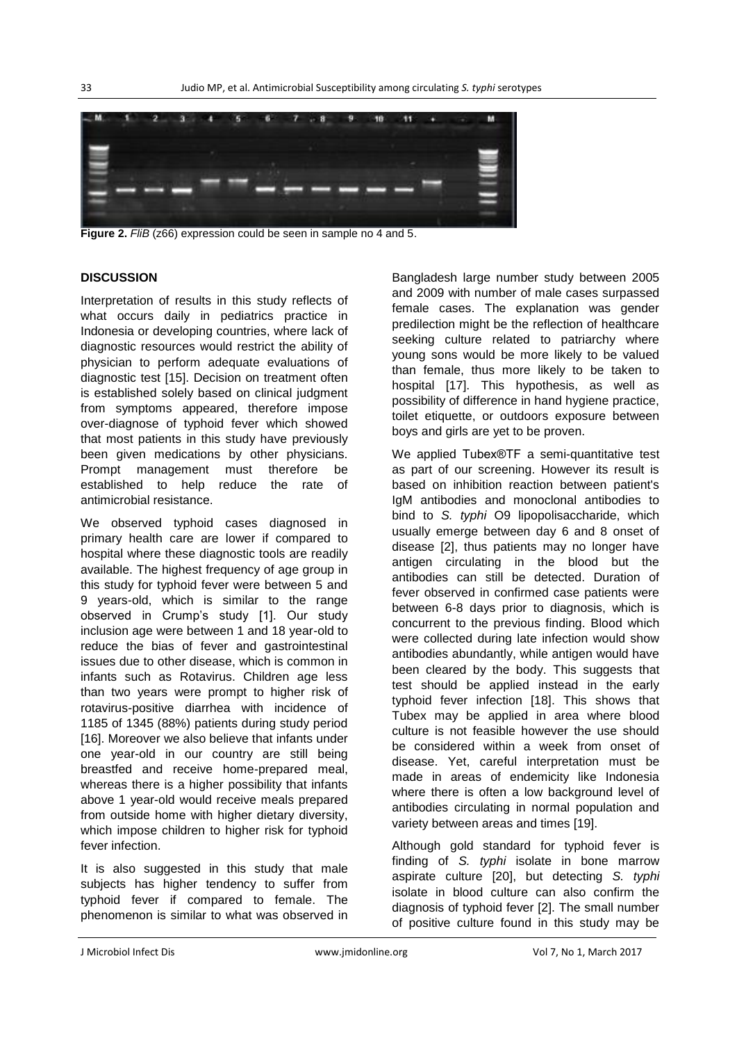**Figure 2.** *FliB* (z66) expression could be seen in sample no 4 and 5.

## DISCUSSION

Interpretation of results in this study reflects of what occurs daily in pediatrics practice in Indonesia or developing countries, where lack of diagnostic resources would restrict the ability of physician to perform adequate evaluations of diagnostic test [15]. Decision on treatment often is established solely based on clinical judgment from symptoms appeared, therefore impose over-diagnose of typhoid fever which showed that most patients in this study have previously been given medications by other physicians. Prompt management must therefore be established to help reduce the rate of antimicrobial resistance.

We observed typhoid cases diagnosed in primary health care are lower if compared to hospital where these diagnostic tools are readily available. The highest frequency of age group in this study for typhoid fever were between 5 and 9 years-old, which is similar to the range observed in Crump's study [1]. Our study inclusion age were between 1 and 18 year-old to reduce the bias of fever and gastrointestinal issues due to other disease, which is common in infants such as Rotavirus. Children age less than two years were prompt to higher risk of rotavirus-positive diarrhea with incidence of 1185 of 1345 (88%) patients during study period [16]. Moreover we also believe that infants under one year-old in our country are still being breastfed and receive home-prepared meal, whereas there is a higher possibility that infants above 1 year-old would receive meals prepared from outside home with higher dietary diversity, which impose children to higher risk for typhoid fever infection.

It is also suggested in this study that male subjects has higher tendency to suffer from typhoid fever if compared to female. The phenomenon is similar to what was observed in Bangladesh large number study between 2005 and 2009 with number of male cases surpassed female cases. The explanation was gender predilection might be the reflection of healthcare seeking culture related to patriarchy where young sons would be more likely to be valued than female, thus more likely to be taken to hospital [17]. This hypothesis, as well as possibility of difference in hand hygiene practice, toilet etiquette, or outdoors exposure between boys and girls are yet to be proven.

We applied Tubex®TF a semi-quantitative test as part of our screening. However its result is based on inhibition reaction between patient's IgM antibodies and monoclonal antibodies to bind to *S. typhi* O9 lipopolisaccharide, which usually emerge between day 6 and 8 onset of disease [2], thus patients may no longer have antigen circulating in the blood but the antibodies can still be detected. Duration of fever observed in confirmed case patients were between 6-8 days prior to diagnosis, which is concurrent to the previous finding. Blood which were collected during late infection would show antibodies abundantly, while antigen would have been cleared by the body. This suggests that test should be applied instead in the early typhoid fever infection [18]. This shows that Tubex may be applied in area where blood culture is not feasible however the use should be considered within a week from onset of disease. Yet, careful interpretation must be made in areas of endemicity like Indonesia where there is often a low background level of antibodies circulating in normal population and variety between areas and times [19].

Although gold standard for typhoid fever is finding of *S. typhi* isolate in bone marrow aspirate culture [20], but detecting *S. typhi* isolate in blood culture can also confirm the diagnosis of typhoid fever [2]. The small number of positive culture found in this study may be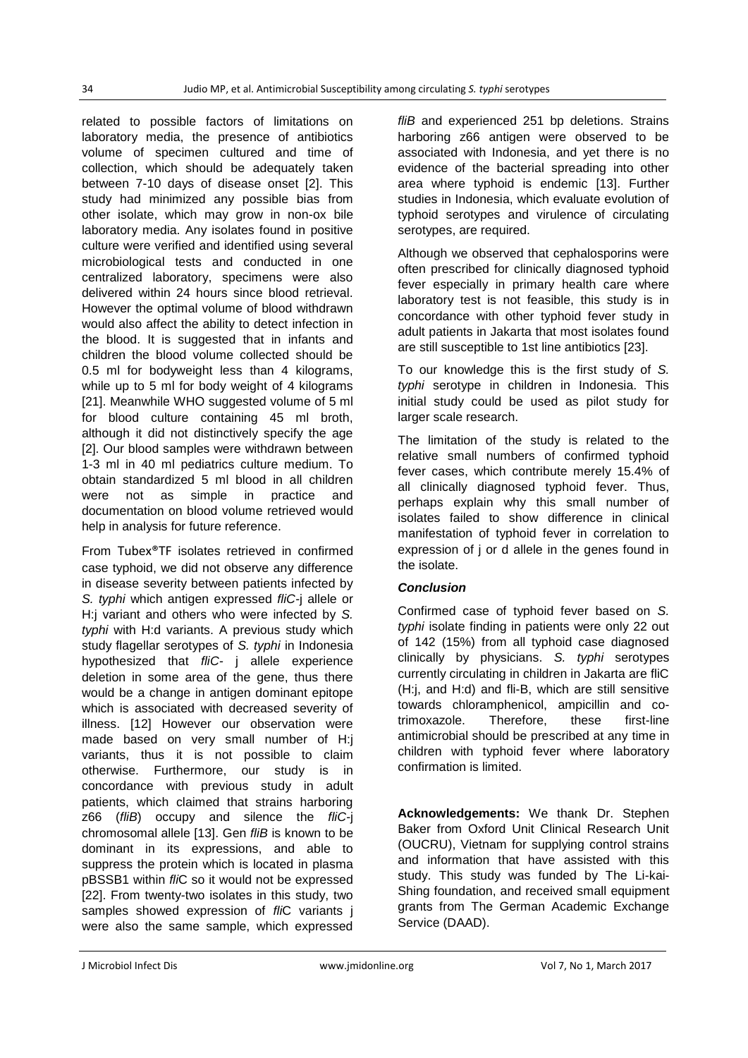related to possible factors of limitations on laboratory media, the presence of antibiotics volume of specimen cultured and time of collection, which should be adequately taken between 7-10 days of disease onset [2]. This study had minimized any possible bias from other isolate, which may grow in non-ox bile laboratory media. Any isolates found in positive culture were verified and identified using several microbiological tests and conducted in one centralized laboratory, specimens were also delivered within 24 hours since blood retrieval. However the optimal volume of blood withdrawn would also affect the ability to detect infection in the blood. It is suggested that in infants and children the blood volume collected should be 0.5 ml for bodyweight less than 4 kilograms, while up to 5 ml for body weight of 4 kilograms [21]. Meanwhile WHO suggested volume of 5 ml for blood culture containing 45 ml broth, although it did not distinctively specify the age [2]. Our blood samples were withdrawn between 1-3 ml in 40 ml pediatrics culture medium. To obtain standardized 5 ml blood in all children were not as simple in practice and documentation on blood volume retrieved would help in analysis for future reference.

From Tubex®TF isolates retrieved in confirmed case typhoid, we did not observe any difference in disease severity between patients infected by *S. typhi* which antigen expressed *fliC*-j allele or H:j variant and others who were infected by *S. typhi* with H:d variants. A previous study which study flagellar serotypes of *S. typhi* in Indonesia hypothesized that *fliC*- j allele experience deletion in some area of the gene, thus there would be a change in antigen dominant epitope which is associated with decreased severity of illness. [12] However our observation were made based on very small number of H:j variants, thus it is not possible to claim otherwise. Furthermore, our study is in concordance with previous study in adult patients, which claimed that strains harboring z66 (*fliB*) occupy and silence the *fliC*-j chromosomal allele [13]. Gen *fliB* is known to be dominant in its expressions, and able to suppress the protein which is located in plasma pBSSB1 within *fli*C so it would not be expressed [22]. From twenty-two isolates in this study, two samples showed expression of *fli*C variants j were also the same sample, which expressed *fliB* and experienced 251 bp deletions. Strains harboring z66 antigen were observed to be associated with Indonesia, and yet there is no evidence of the bacterial spreading into other area where typhoid is endemic [13]. Further studies in Indonesia, which evaluate evolution of typhoid serotypes and virulence of circulating serotypes, are required.

Although we observed that cephalosporins were often prescribed for clinically diagnosed typhoid fever especially in primary health care where laboratory test is not feasible, this study is in concordance with other typhoid fever study in adult patients in Jakarta that most isolates found are still susceptible to 1st line antibiotics [23].

To our knowledge this is the first study of *S. typhi* serotype in children in Indonesia. This initial study could be used as pilot study for larger scale research.

The limitation of the study is related to the relative small numbers of confirmed typhoid fever cases, which contribute merely 15.4% of all clinically diagnosed typhoid fever. Thus, perhaps explain why this small number of isolates failed to show difference in clinical manifestation of typhoid fever in correlation to expression of j or d allele in the genes found in the isolate.

### *Conclusion*

Confirmed case of typhoid fever based on *S. typhi* isolate finding in patients were only 22 out of 142 (15%) from all typhoid case diagnosed clinically by physicians. *S. typhi* serotypes currently circulating in children in Jakarta are fliC (H:j, and H:d) and fli-B, which are still sensitive towards chloramphenicol, ampicillin and co-trimoxazole. Therefore, these first-line antimicrobial should be prescribed at any time in children with typhoid fever where laboratory confirmation is limited.

**Acknowledgements:** We thank Dr. Stephen Baker from Oxford Unit Clinical Research Unit (OUCRU), Vietnam for supplying control strains and information that have assisted with this study. This study was funded by The Li-kai-Shing foundation, and received small equipment grants from The German Academic Exchange Service (DAAD).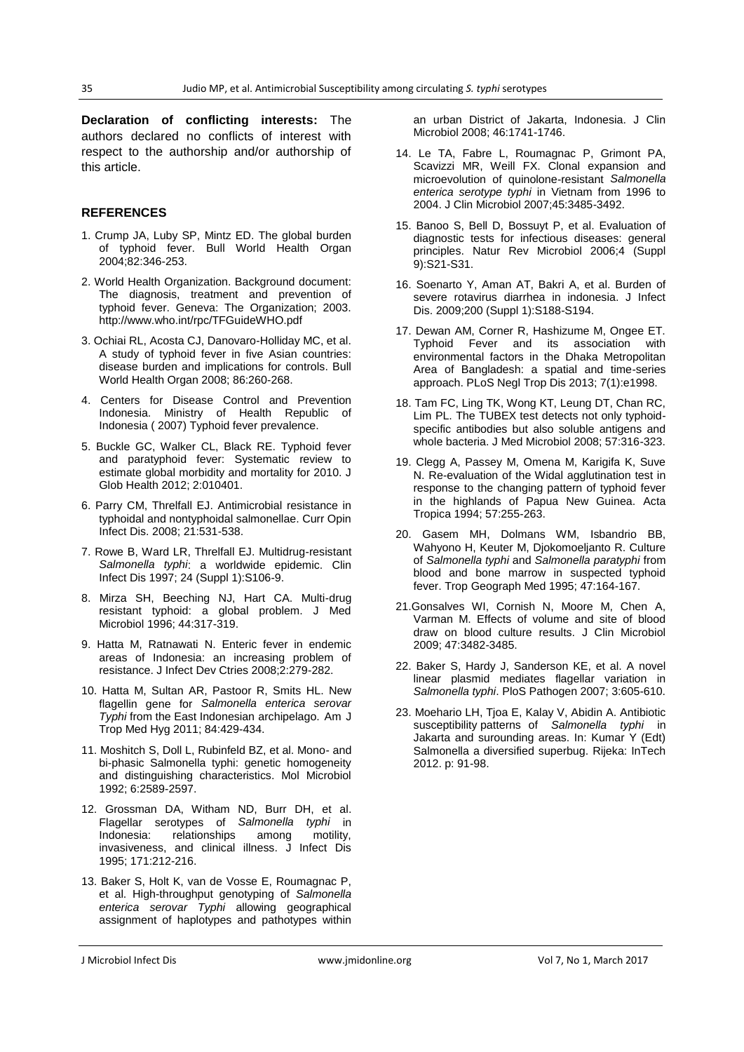**Declaration of conflicting interests:** The authors declared no conflicts of interest with respect to the authorship and/or authorship of this article.

## REFERENCES

1. Crump JA, Luby SP, Mintz ED. The global burden of typhoid fever. Bull World Health Organ 2004;82:346-253.
2. World Health Organization. Background document: The diagnosis, treatment and prevention of typhoid fever. Geneva: The Organization; 2003. http://www.who.int/rpc/TFGuideWHO.pdf
3. Ochiai RL, Acosta CJ, Danovaro-Holliday MC, et al. A study of typhoid fever in five Asian countries: disease burden and implications for controls. Bull World Health Organ 2008; 86:260-268.
4. Centers for Disease Control and Prevention Indonesia. Ministry of Health Republic of Indonesia ( 2007) Typhoid fever prevalence.
5. Buckle GC, Walker CL, Black RE. Typhoid fever and paratyphoid fever: Systematic review to estimate global morbidity and mortality for 2010. J Glob Health 2012; 2:010401.
6. Parry CM, Threlfall EJ. Antimicrobial resistance in typhoidal and nontyphoidal salmonellae. Curr Opin Infect Dis. 2008; 21:531-538.
7. Rowe B, Ward LR, Threlfall EJ. Multidrug-resistant *Salmonella typhi*: a worldwide epidemic. Clin Infect Dis 1997; 24 (Suppl 1):S106-9.
8. Mirza SH, Beeching NJ, Hart CA. Multi-drug resistant typhoid: a global problem. J Med Microbiol 1996; 44:317-319.
9. Hatta M, Ratnawati N. Enteric fever in endemic areas of Indonesia: an increasing problem of resistance. J Infect Dev Ctries 2008;2:279-282.
10. Hatta M, Sultan AR, Pastoor R, Smits HL. New flagellin gene for *Salmonella enterica serovar Typhi* from the East Indonesian archipelago. Am J Trop Med Hyg 2011; 84:429-434.
11. Moshitch S, Doll L, Rubinfeld BZ, et al. Mono- and bi-phasic Salmonella typhi: genetic homogeneity and distinguishing characteristics. Mol Microbiol 1992; 6:2589-2597.
12. Grossman DA, Witham ND, Burr DH, et al. Flagellar serotypes of *Salmonella typhi* in Indonesia: relationships among motility, invasiveness, and clinical illness. J Infect Dis 1995; 171:212-216.
13. Baker S, Holt K, van de Vosse E, Roumagnac P, et al. High-throughput genotyping of *Salmonella enterica serovar Typhi* allowing geographical assignment of haplotypes and pathotypes within an urban District of Jakarta, Indonesia. J Clin Microbiol 2008; 46:1741-1746.
14. Le TA, Fabre L, Roumagnac P, Grimont PA, Scavizzi MR, Weill FX. Clonal expansion and microevolution of quinolone-resistant *Salmonella enterica serotype typhi* in Vietnam from 1996 to 2004. J Clin Microbiol 2007;45:3485-3492.
15. Banoo S, Bell D, Bossuyt P, et al. Evaluation of diagnostic tests for infectious diseases: general principles. Natur Rev Microbiol 2006;4 (Suppl 9):S21-S31.
16. Soenarto Y, Aman AT, Bakri A, et al. Burden of severe rotavirus diarrhea in indonesia. J Infect Dis. 2009;200 (Suppl 1):S188-S194.
17. Dewan AM, Corner R, Hashizume M, Ongee ET. Typhoid Fever and its association with environmental factors in the Dhaka Metropolitan Area of Bangladesh: a spatial and time-series approach. PLoS Negl Trop Dis 2013; 7(1):e1998.
18. Tam FC, Ling TK, Wong KT, Leung DT, Chan RC, Lim PL. The TUBEX test detects not only typhoid-specific antibodies but also soluble antigens and whole bacteria. J Med Microbiol 2008; 57:316-323.
19. Clegg A, Passey M, Omena M, Karigifa K, Suve N. Re-evaluation of the Widal agglutination test in response to the changing pattern of typhoid fever in the highlands of Papua New Guinea. Acta Tropica 1994; 57:255-263.
20. Gasem MH, Dolmans WM, Isbandrio BB, Wahyono H, Keuter M, Djokomoeljanto R. Culture of *Salmonella typhi* and *Salmonella paratyphi* from blood and bone marrow in suspected typhoid fever. Trop Geograph Med 1995; 47:164-167.
21. Gonsalves WI, Cornish N, Moore M, Chen A, Varman M. Effects of volume and site of blood draw on blood culture results. J Clin Microbiol 2009; 47:3482-3485.
22. Baker S, Hardy J, Sanderson KE, et al. A novel linear plasmid mediates flagellar variation in *Salmonella typhi*. PloS Pathogen 2007; 3:605-610.
23. Moehario LH, Tjoa E, Kalay V, Abidin A. Antibiotic susceptibility patterns of *Salmonella typhi* in Jakarta and surounding areas. In: Kumar Y (Edt) Salmonella a diversified superbug. Rijeka: InTech 2012. p: 91-98.